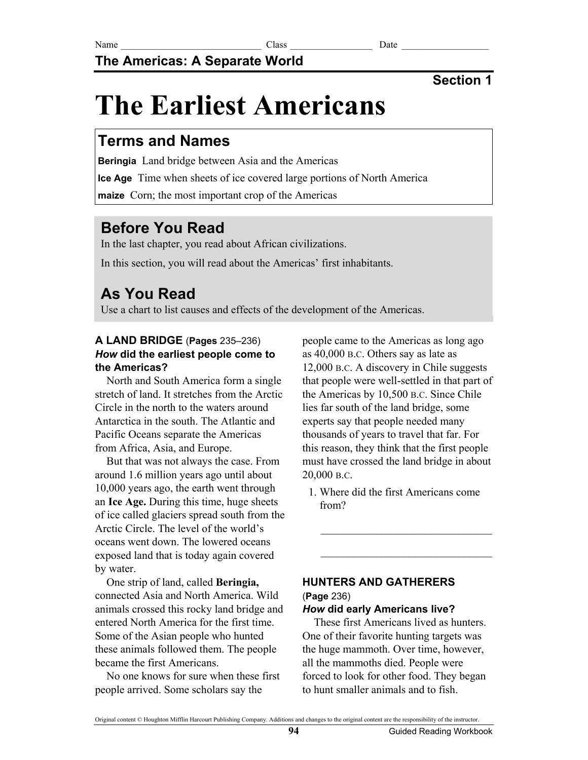Name ____________________________ Class ________________ Date __________________

**The Americas: A Separate World**

**Section 1**

# The Earliest Americans

## Terms and Names

**Beringia** Land bridge between Asia and the Americas

**Ice Age** Time when sheets of ice covered large portions of North America

**maize** Corn; the most important crop of the Americas

## Before You Read

In the last chapter, you read about African civilizations.

In this section, you will read about the Americas' first inhabitants.

## As You Read

Use a chart to list causes and effects of the development of the Americas.

### A LAND BRIDGE (Pages 235–236)

***How* did the earliest people come to the Americas?**

North and South America form a single stretch of land. It stretches from the Arctic Circle in the north to the waters around Antarctica in the south. The Atlantic and Pacific Oceans separate the Americas from Africa, Asia, and Europe.

But that was not always the case. From around 1.6 million years ago until about 10,000 years ago, the earth went through an **Ice Age.** During this time, huge sheets of ice called glaciers spread south from the Arctic Circle. The level of the world's oceans went down. The lowered oceans exposed land that is today again covered by water.

One strip of land, called **Beringia,** connected Asia and North America. Wild animals crossed this rocky land bridge and entered North America for the first time. Some of the Asian people who hunted these animals followed them. The people became the first Americans.

No one knows for sure when these first people arrived. Some scholars say the people came to the Americas as long ago as 40,000 B.C. Others say as late as 12,000 B.C. A discovery in Chile suggests that people were well-settled in that part of the Americas by 10,500 B.C. Since Chile lies far south of the land bridge, some experts say that people needed many thousands of years to travel that far. For this reason, they think that the first people must have crossed the land bridge in about 20,000 B.C.

1. Where did the first Americans come from?

________________________________

________________________________

### HUNTERS AND GATHERERS (Page 236)

***How* did early Americans live?**

These first Americans lived as hunters. One of their favorite hunting targets was the huge mammoth. Over time, however, all the mammoths died. People were forced to look for other food. They began to hunt smaller animals and to fish.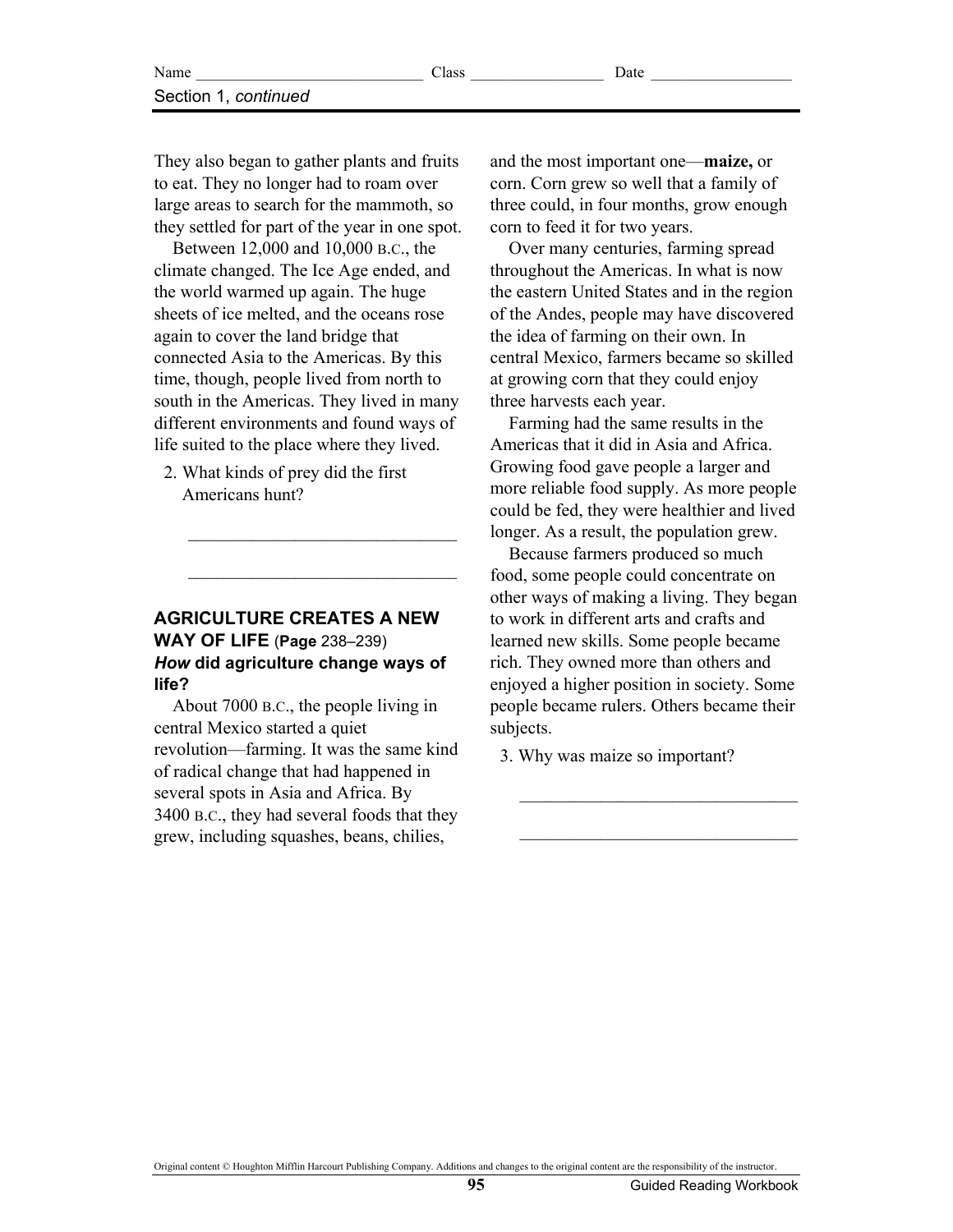Section 1, *continued*

They also began to gather plants and fruits to eat. They no longer had to roam over large areas to search for the mammoth, so they settled for part of the year in one spot.

Between 12,000 and 10,000 B.C., the climate changed. The Ice Age ended, and the world warmed up again. The huge sheets of ice melted, and the oceans rose again to cover the land bridge that connected Asia to the Americas. By this time, though, people lived from north to south in the Americas. They lived in many different environments and found ways of life suited to the place where they lived.

2. What kinds of prey did the first Americans hunt?

_______________________________

_______________________________

### AGRICULTURE CREATES A NEW WAY OF LIFE (Page 238–239)

***How* did agriculture change ways of life?**

About 7000 B.C., the people living in central Mexico started a quiet revolution—farming. It was the same kind of radical change that had happened in several spots in Asia and Africa. By 3400 B.C., they had several foods that they grew, including squashes, beans, chilies, and the most important one—**maize,** or corn. Corn grew so well that a family of three could, in four months, grow enough corn to feed it for two years.

Over many centuries, farming spread throughout the Americas. In what is now the eastern United States and in the region of the Andes, people may have discovered the idea of farming on their own. In central Mexico, farmers became so skilled at growing corn that they could enjoy three harvests each year.

Farming had the same results in the Americas that it did in Asia and Africa. Growing food gave people a larger and more reliable food supply. As more people could be fed, they were healthier and lived longer. As a result, the population grew.

Because farmers produced so much food, some people could concentrate on other ways of making a living. They began to work in different arts and crafts and learned new skills. Some people became rich. They owned more than others and enjoyed a higher position in society. Some people became rulers. Others became their subjects.

3. Why was maize so important?

_______________________________

_______________________________

Original content © Houghton Mifflin Harcourt Publishing Company. Additions and changes to the original content are the responsibility of the instructor.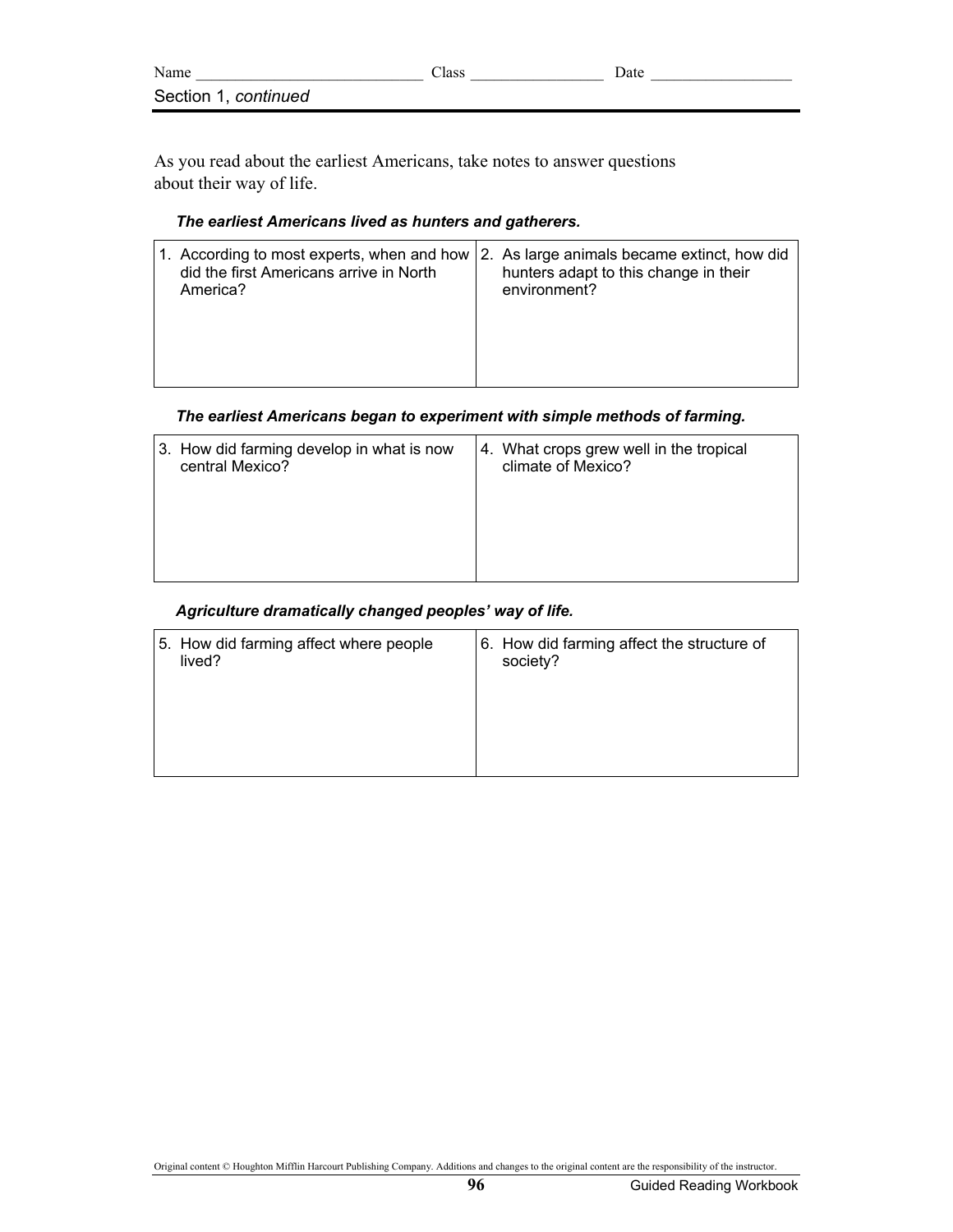Name ____________________________ Class ________________ Date _________________

Section 1, *continued*

As you read about the earliest Americans, take notes to answer questions about their way of life.

***The earliest Americans lived as hunters and gatherers.***

| | |
|---|---|
| 1. According to most experts, when and how did the first Americans arrive in North America? | 2. As large animals became extinct, how did hunters adapt to this change in their environment? |

***The earliest Americans began to experiment with simple methods of farming.***

| | |
|---|---|
| 3. How did farming develop in what is now central Mexico? | 4. What crops grew well in the tropical climate of Mexico? |

***Agriculture dramatically changed peoples' way of life.***

| | |
|---|---|
| 5. How did farming affect where people lived? | 6. How did farming affect the structure of society? |

Original content © Houghton Mifflin Harcourt Publishing Company. Additions and changes to the original content are the responsibility of the instructor.